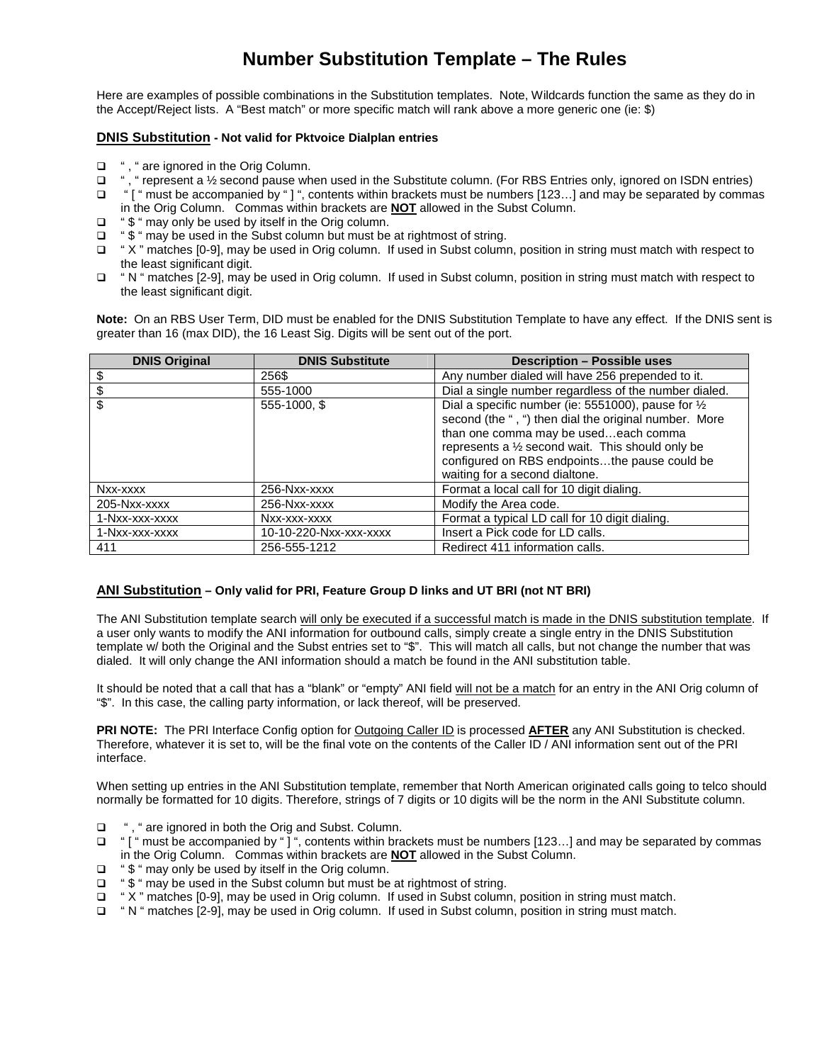# Number Substitution Template – The Rules

Here are examples of possible combinations in the Substitution templates. Note, Wildcards function the same as they do in the Accept/Reject lists. A "Best match" or more specific match will rank above a more generic one (ie: $)

## DNIS Substitution - Not valid for Pktvoice Dialplan entries

- " , " are ignored in the Orig Column.
- " , " represent a ½ second pause when used in the Substitute column. (For RBS Entries only, ignored on ISDN entries)
- " [ " must be accompanied by " ] ", contents within brackets must be numbers [123…] and may be separated by commas in the Orig Column. Commas within brackets are **NOT** allowed in the Subst Column.
- " $ " may only be used by itself in the Orig column.
- " $ " may be used in the Subst column but must be at rightmost of string.
- " X " matches [0-9], may be used in Orig column. If used in Subst column, position in string must match with respect to the least significant digit.
- " N " matches [2-9], may be used in Orig column. If used in Subst column, position in string must match with respect to the least significant digit.

**Note:** On an RBS User Term, DID must be enabled for the DNIS Substitution Template to have any effect. If the DNIS sent is greater than 16 (max DID), the 16 Least Sig. Digits will be sent out of the port.

| DNIS Original | DNIS Substitute | Description – Possible uses |
|---|---|---|
| $ | 256$ | Any number dialed will have 256 prepended to it. |
| $ | 555-1000 | Dial a single number regardless of the number dialed. |
| $ | 555-1000, $ | Dial a specific number (ie: 5551000), pause for ½ second (the " , ") then dial the original number. More than one comma may be used…each comma represents a ½ second wait. This should only be configured on RBS endpoints…the pause could be waiting for a second dialtone. |
| Nxx-xxxx | 256-Nxx-xxxx | Format a local call for 10 digit dialing. |
| 205-Nxx-xxxx | 256-Nxx-xxxx | Modify the Area code. |
| 1-Nxx-xxx-xxxx | Nxx-xxx-xxxx | Format a typical LD call for 10 digit dialing. |
| 1-Nxx-xxx-xxxx | 10-10-220-Nxx-xxx-xxxx | Insert a Pick code for LD calls. |
| 411 | 256-555-1212 | Redirect 411 information calls. |

## ANI Substitution – Only valid for PRI, Feature Group D links and UT BRI (not NT BRI)

The ANI Substitution template search will only be executed if a successful match is made in the DNIS substitution template. If a user only wants to modify the ANI information for outbound calls, simply create a single entry in the DNIS Substitution template w/ both the Original and the Subst entries set to "$". This will match all calls, but not change the number that was dialed. It will only change the ANI information should a match be found in the ANI substitution table.

It should be noted that a call that has a "blank" or "empty" ANI field will not be a match for an entry in the ANI Orig column of "$". In this case, the calling party information, or lack thereof, will be preserved.

**PRI NOTE:** The PRI Interface Config option for Outgoing Caller ID is processed **AFTER** any ANI Substitution is checked. Therefore, whatever it is set to, will be the final vote on the contents of the Caller ID / ANI information sent out of the PRI interface.

When setting up entries in the ANI Substitution template, remember that North American originated calls going to telco should normally be formatted for 10 digits. Therefore, strings of 7 digits or 10 digits will be the norm in the ANI Substitute column.

- " , " are ignored in both the Orig and Subst. Column.
- " [ " must be accompanied by " ] ", contents within brackets must be numbers [123…] and may be separated by commas in the Orig Column. Commas within brackets are **NOT** allowed in the Subst Column.
- " $ " may only be used by itself in the Orig column.
- " $ " may be used in the Subst column but must be at rightmost of string.
- " X " matches [0-9], may be used in Orig column. If used in Subst column, position in string must match.
- " N " matches [2-9], may be used in Orig column. If used in Subst column, position in string must match.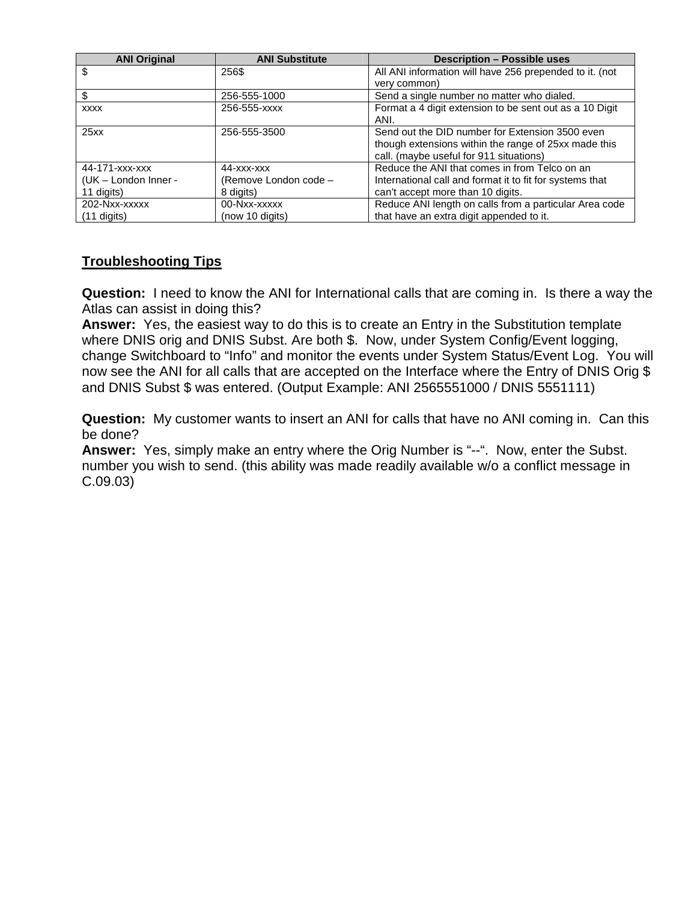| ANI Original | ANI Substitute | Description – Possible uses |
|---|---|---|
| $ | 256$ | All ANI information will have 256 prepended to it. (not very common) |
| $ | 256-555-1000 | Send a single number no matter who dialed. |
| xxxx | 256-555-xxxx | Format a 4 digit extension to be sent out as a 10 Digit ANI. |
| 25xx | 256-555-3500 | Send out the DID number for Extension 3500 even though extensions within the range of 25xx made this call. (maybe useful for 911 situations) |
| 44-171-xxx-xxx (UK – London Inner - 11 digits) | 44-xxx-xxx (Remove London code – 8 digits) | Reduce the ANI that comes in from Telco on an International call and format it to fit for systems that can't accept more than 10 digits. |
| 202-Nxx-xxxxx (11 digits) | 00-Nxx-xxxxx (now 10 digits) | Reduce ANI length on calls from a particular Area code that have an extra digit appended to it. |

## Troubleshooting Tips

**Question:** I need to know the ANI for International calls that are coming in. Is there a way the Atlas can assist in doing this?
**Answer:** Yes, the easiest way to do this is to create an Entry in the Substitution template where DNIS orig and DNIS Subst. Are both $. Now, under System Config/Event logging, change Switchboard to "Info" and monitor the events under System Status/Event Log. You will now see the ANI for all calls that are accepted on the Interface where the Entry of DNIS Orig $ and DNIS Subst $ was entered. (Output Example: ANI 2565551000 / DNIS 5551111)

**Question:** My customer wants to insert an ANI for calls that have no ANI coming in. Can this be done?
**Answer:** Yes, simply make an entry where the Orig Number is "--". Now, enter the Subst. number you wish to send. (this abilitiy was made readily available w/o a conflict message in C.09.03)